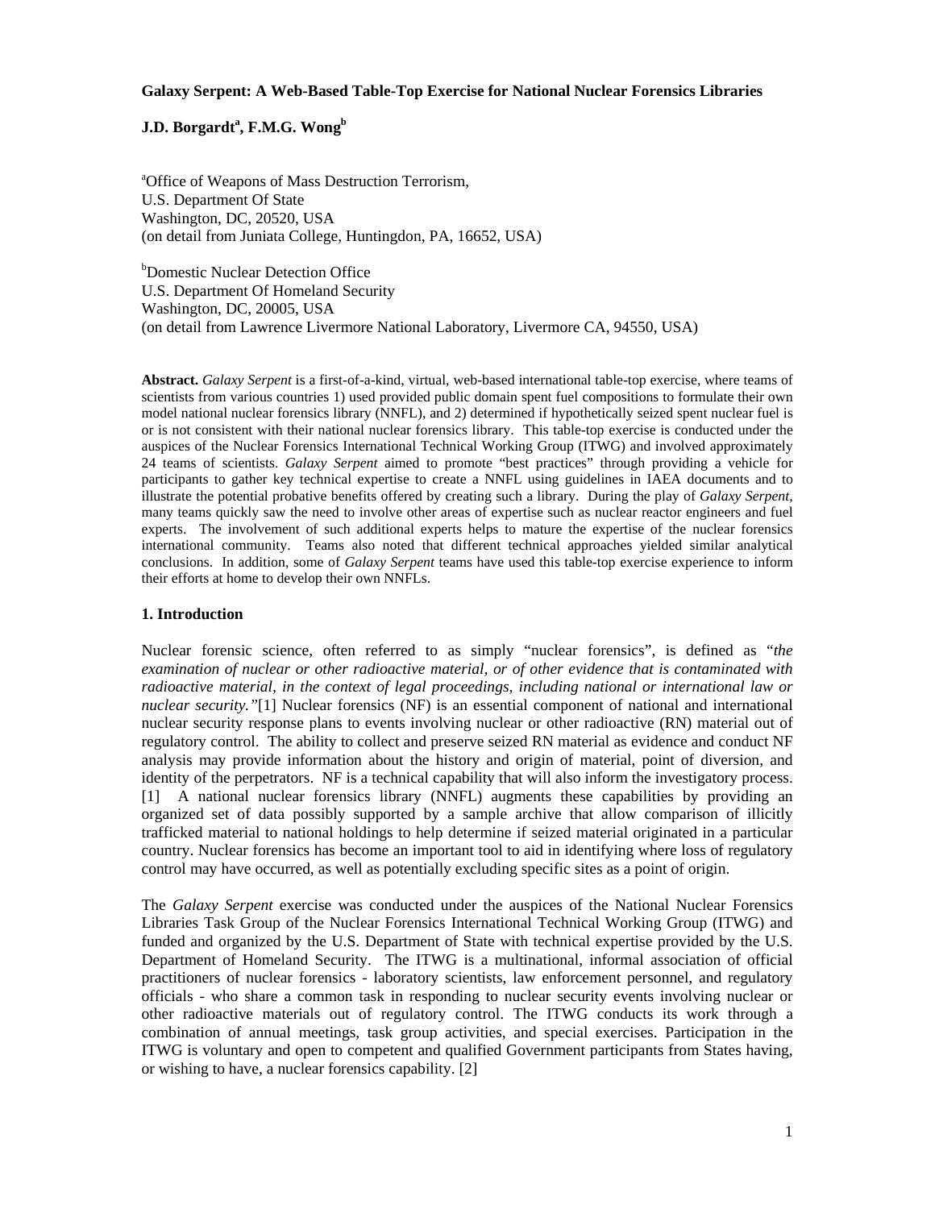# Galaxy Serpent: A Web-Based Table-Top Exercise for National Nuclear Forensics Libraries

**J.D. Borgardt[a], F.M.G. Wong[b]**

[a]Office of Weapons of Mass Destruction Terrorism,
U.S. Department Of State
Washington, DC, 20520, USA
(on detail from Juniata College, Huntingdon, PA, 16652, USA)

[b]Domestic Nuclear Detection Office
U.S. Department Of Homeland Security
Washington, DC, 20005, USA
(on detail from Lawrence Livermore National Laboratory, Livermore CA, 94550, USA)

**Abstract.** *Galaxy Serpent* is a first-of-a-kind, virtual, web-based international table-top exercise, where teams of scientists from various countries 1) used provided public domain spent fuel compositions to formulate their own model national nuclear forensics library (NNFL), and 2) determined if hypothetically seized spent nuclear fuel is or is not consistent with their national nuclear forensics library. This table-top exercise is conducted under the auspices of the Nuclear Forensics International Technical Working Group (ITWG) and involved approximately 24 teams of scientists. *Galaxy Serpent* aimed to promote "best practices" through providing a vehicle for participants to gather key technical expertise to create a NNFL using guidelines in IAEA documents and to illustrate the potential probative benefits offered by creating such a library. During the play of *Galaxy Serpent*, many teams quickly saw the need to involve other areas of expertise such as nuclear reactor engineers and fuel experts. The involvement of such additional experts helps to mature the expertise of the nuclear forensics international community. Teams also noted that different technical approaches yielded similar analytical conclusions. In addition, some of *Galaxy Serpent* teams have used this table-top exercise experience to inform their efforts at home to develop their own NNFLs.

## 1. Introduction

Nuclear forensic science, often referred to as simply "nuclear forensics", is defined as "*the examination of nuclear or other radioactive material, or of other evidence that is contaminated with radioactive material, in the context of legal proceedings, including national or international law or nuclear security."*[1] Nuclear forensics (NF) is an essential component of national and international nuclear security response plans to events involving nuclear or other radioactive (RN) material out of regulatory control. The ability to collect and preserve seized RN material as evidence and conduct NF analysis may provide information about the history and origin of material, point of diversion, and identity of the perpetrators. NF is a technical capability that will also inform the investigatory process. [1] A national nuclear forensics library (NNFL) augments these capabilities by providing an organized set of data possibly supported by a sample archive that allow comparison of illicitly trafficked material to national holdings to help determine if seized material originated in a particular country. Nuclear forensics has become an important tool to aid in identifying where loss of regulatory control may have occurred, as well as potentially excluding specific sites as a point of origin.

The *Galaxy Serpent* exercise was conducted under the auspices of the National Nuclear Forensics Libraries Task Group of the Nuclear Forensics International Technical Working Group (ITWG) and funded and organized by the U.S. Department of State with technical expertise provided by the U.S. Department of Homeland Security. The ITWG is a multinational, informal association of official practitioners of nuclear forensics - laboratory scientists, law enforcement personnel, and regulatory officials - who share a common task in responding to nuclear security events involving nuclear or other radioactive materials out of regulatory control. The ITWG conducts its work through a combination of annual meetings, task group activities, and special exercises. Participation in the ITWG is voluntary and open to competent and qualified Government participants from States having, or wishing to have, a nuclear forensics capability. [2]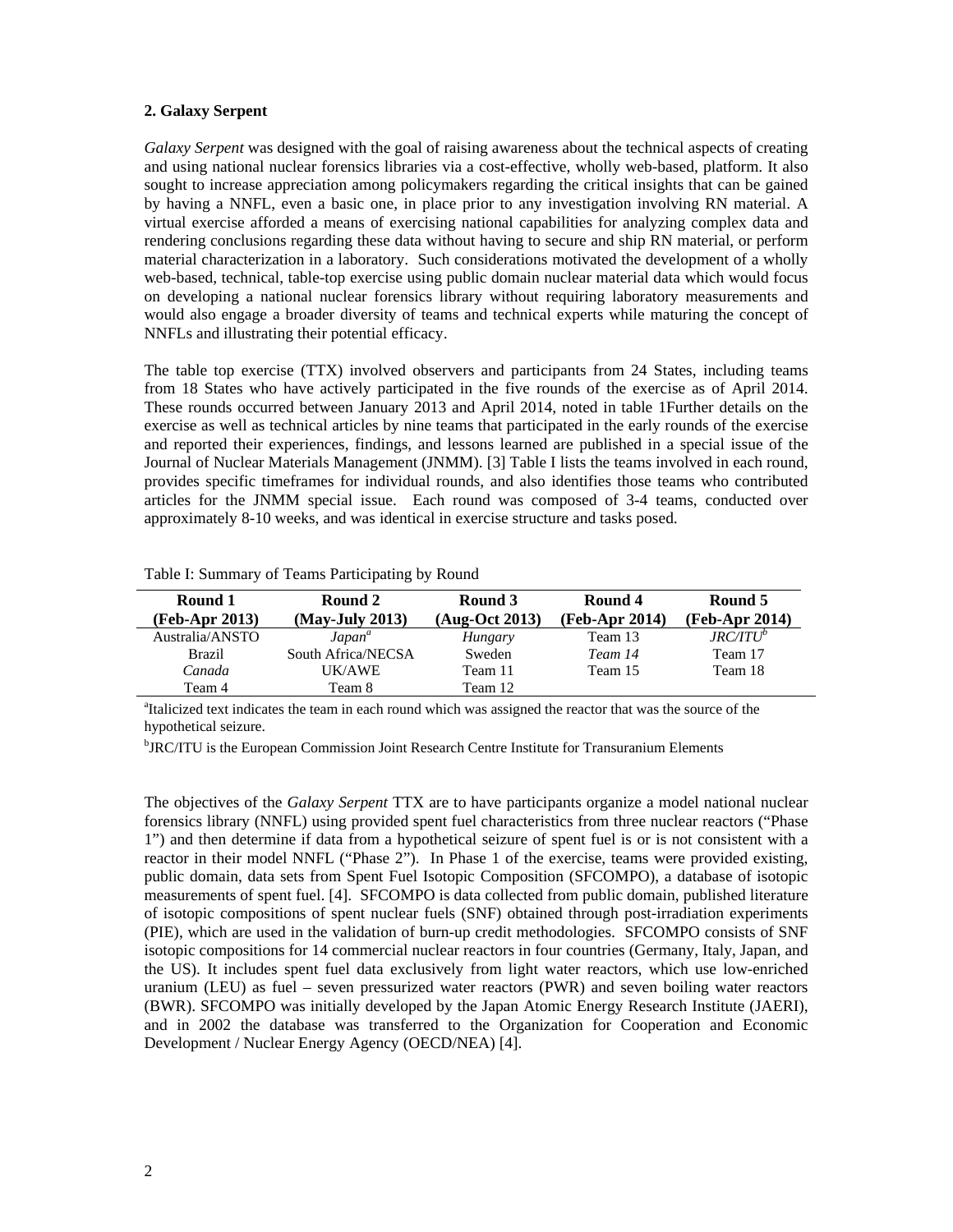## 2. Galaxy Serpent

*Galaxy Serpent* was designed with the goal of raising awareness about the technical aspects of creating and using national nuclear forensics libraries via a cost-effective, wholly web-based, platform. It also sought to increase appreciation among policymakers regarding the critical insights that can be gained by having a NNFL, even a basic one, in place prior to any investigation involving RN material. A virtual exercise afforded a means of exercising national capabilities for analyzing complex data and rendering conclusions regarding these data without having to secure and ship RN material, or perform material characterization in a laboratory. Such considerations motivated the development of a wholly web-based, technical, table-top exercise using public domain nuclear material data which would focus on developing a national nuclear forensics library without requiring laboratory measurements and would also engage a broader diversity of teams and technical experts while maturing the concept of NNFLs and illustrating their potential efficacy.

The table top exercise (TTX) involved observers and participants from 24 States, including teams from 18 States who have actively participated in the five rounds of the exercise as of April 2014. These rounds occurred between January 2013 and April 2014, noted in table 1Further details on the exercise as well as technical articles by nine teams that participated in the early rounds of the exercise and reported their experiences, findings, and lessons learned are published in a special issue of the Journal of Nuclear Materials Management (JNMM). [3] Table I lists the teams involved in each round, provides specific timeframes for individual rounds, and also identifies those teams who contributed articles for the JNMM special issue. Each round was composed of 3-4 teams, conducted over approximately 8-10 weeks, and was identical in exercise structure and tasks posed.

Table I: Summary of Teams Participating by Round

| Round 1 (Feb-Apr 2013) | Round 2 (May-July 2013) | Round 3 (Aug-Oct 2013) | Round 4 (Feb-Apr 2014) | Round 5 (Feb-Apr 2014) |
|---|---|---|---|---|
| Australia/ANSTO | *Japan*[a] | *Hungary* | Team 13 | *JRC/ITU*[b] |
| Brazil | South Africa/NECSA | Sweden | *Team 14* | Team 17 |
| *Canada* | UK/AWE | Team 11 | Team 15 | Team 18 |
| Team 4 | Team 8 | Team 12 | | |

[a]Italicized text indicates the team in each round which was assigned the reactor that was the source of the hypothetical seizure.

[b]JRC/ITU is the European Commission Joint Research Centre Institute for Transuranium Elements

The objectives of the *Galaxy Serpent* TTX are to have participants organize a model national nuclear forensics library (NNFL) using provided spent fuel characteristics from three nuclear reactors ("Phase 1") and then determine if data from a hypothetical seizure of spent fuel is or is not consistent with a reactor in their model NNFL ("Phase 2"). In Phase 1 of the exercise, teams were provided existing, public domain, data sets from Spent Fuel Isotopic Composition (SFCOMPO), a database of isotopic measurements of spent fuel. [4]. SFCOMPO is data collected from public domain, published literature of isotopic compositions of spent nuclear fuels (SNF) obtained through post-irradiation experiments (PIE), which are used in the validation of burn-up credit methodologies. SFCOMPO consists of SNF isotopic compositions for 14 commercial nuclear reactors in four countries (Germany, Italy, Japan, and the US). It includes spent fuel data exclusively from light water reactors, which use low-enriched uranium (LEU) as fuel – seven pressurized water reactors (PWR) and seven boiling water reactors (BWR). SFCOMPO was initially developed by the Japan Atomic Energy Research Institute (JAERI), and in 2002 the database was transferred to the Organization for Cooperation and Economic Development / Nuclear Energy Agency (OECD/NEA) [4].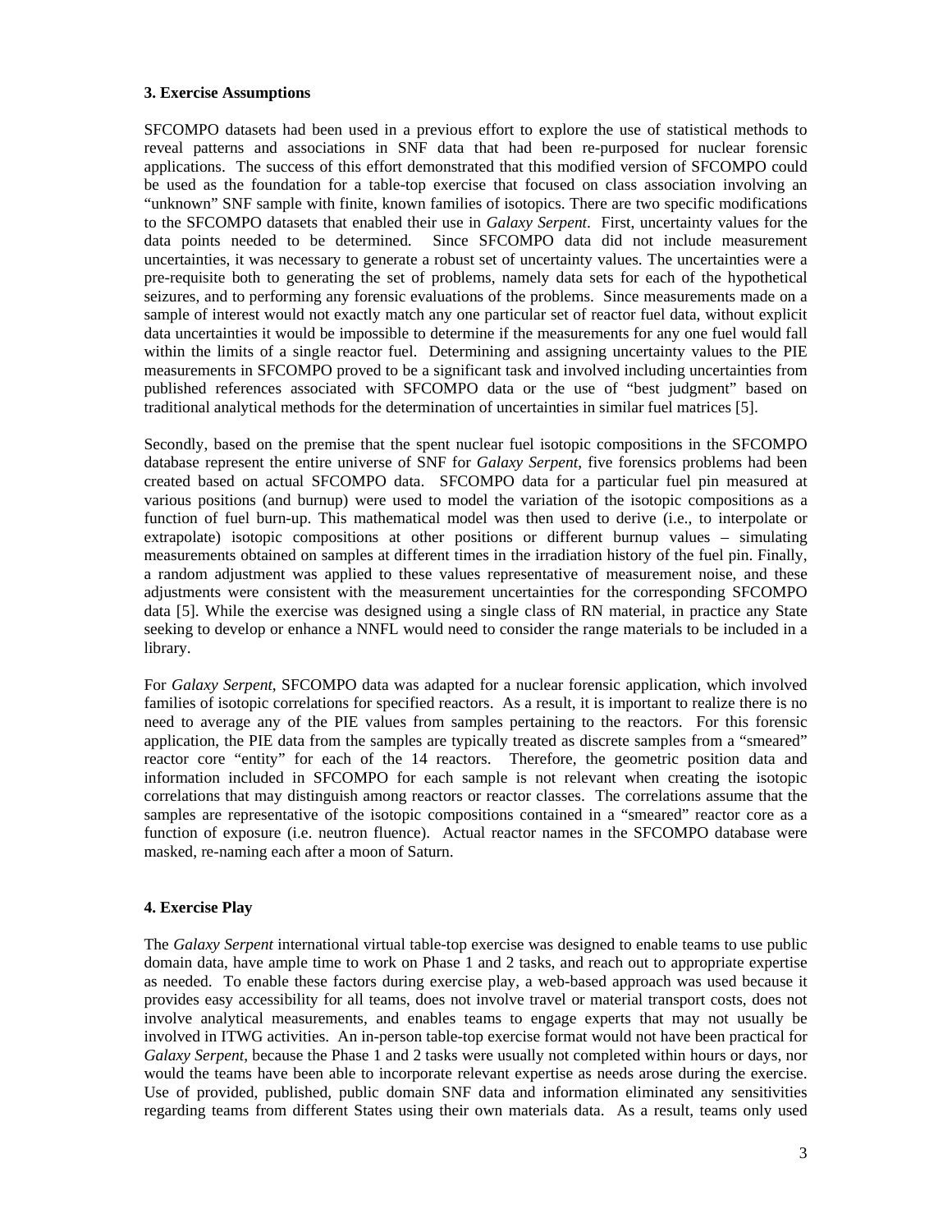### 3. Exercise Assumptions

SFCOMPO datasets had been used in a previous effort to explore the use of statistical methods to reveal patterns and associations in SNF data that had been re-purposed for nuclear forensic applications. The success of this effort demonstrated that this modified version of SFCOMPO could be used as the foundation for a table-top exercise that focused on class association involving an "unknown" SNF sample with finite, known families of isotopics. There are two specific modifications to the SFCOMPO datasets that enabled their use in *Galaxy Serpent*. First, uncertainty values for the data points needed to be determined. Since SFCOMPO data did not include measurement uncertainties, it was necessary to generate a robust set of uncertainty values. The uncertainties were a pre-requisite both to generating the set of problems, namely data sets for each of the hypothetical seizures, and to performing any forensic evaluations of the problems. Since measurements made on a sample of interest would not exactly match any one particular set of reactor fuel data, without explicit data uncertainties it would be impossible to determine if the measurements for any one fuel would fall within the limits of a single reactor fuel. Determining and assigning uncertainty values to the PIE measurements in SFCOMPO proved to be a significant task and involved including uncertainties from published references associated with SFCOMPO data or the use of "best judgment" based on traditional analytical methods for the determination of uncertainties in similar fuel matrices [5].

Secondly, based on the premise that the spent nuclear fuel isotopic compositions in the SFCOMPO database represent the entire universe of SNF for *Galaxy Serpent*, five forensics problems had been created based on actual SFCOMPO data. SFCOMPO data for a particular fuel pin measured at various positions (and burnup) were used to model the variation of the isotopic compositions as a function of fuel burn-up. This mathematical model was then used to derive (i.e., to interpolate or extrapolate) isotopic compositions at other positions or different burnup values – simulating measurements obtained on samples at different times in the irradiation history of the fuel pin. Finally, a random adjustment was applied to these values representative of measurement noise, and these adjustments were consistent with the measurement uncertainties for the corresponding SFCOMPO data [5]. While the exercise was designed using a single class of RN material, in practice any State seeking to develop or enhance a NNFL would need to consider the range materials to be included in a library.

For *Galaxy Serpent*, SFCOMPO data was adapted for a nuclear forensic application, which involved families of isotopic correlations for specified reactors. As a result, it is important to realize there is no need to average any of the PIE values from samples pertaining to the reactors. For this forensic application, the PIE data from the samples are typically treated as discrete samples from a "smeared" reactor core "entity" for each of the 14 reactors. Therefore, the geometric position data and information included in SFCOMPO for each sample is not relevant when creating the isotopic correlations that may distinguish among reactors or reactor classes. The correlations assume that the samples are representative of the isotopic compositions contained in a "smeared" reactor core as a function of exposure (i.e. neutron fluence). Actual reactor names in the SFCOMPO database were masked, re-naming each after a moon of Saturn.

### 4. Exercise Play

The *Galaxy Serpent* international virtual table-top exercise was designed to enable teams to use public domain data, have ample time to work on Phase 1 and 2 tasks, and reach out to appropriate expertise as needed. To enable these factors during exercise play, a web-based approach was used because it provides easy accessibility for all teams, does not involve travel or material transport costs, does not involve analytical measurements, and enables teams to engage experts that may not usually be involved in ITWG activities. An in-person table-top exercise format would not have been practical for *Galaxy Serpent*, because the Phase 1 and 2 tasks were usually not completed within hours or days, nor would the teams have been able to incorporate relevant expertise as needs arose during the exercise. Use of provided, published, public domain SNF data and information eliminated any sensitivities regarding teams from different States using their own materials data. As a result, teams only used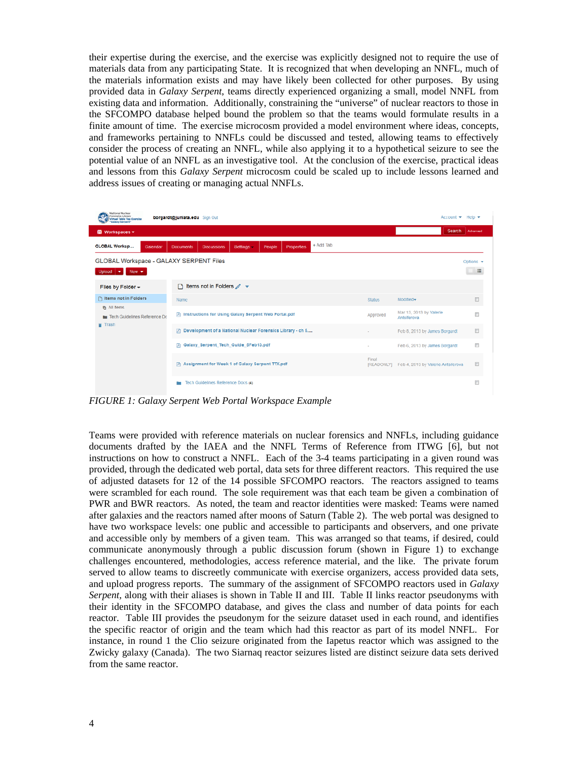their expertise during the exercise, and the exercise was explicitly designed not to require the use of materials data from any participating State. It is recognized that when developing an NNFL, much of the materials information exists and may have likely been collected for other purposes. By using provided data in *Galaxy Serpent*, teams directly experienced organizing a small, model NNFL from existing data and information. Additionally, constraining the "universe" of nuclear reactors to those in the SFCOMPO database helped bound the problem so that the teams would formulate results in a finite amount of time. The exercise microcosm provided a model environment where ideas, concepts, and frameworks pertaining to NNFLs could be discussed and tested, allowing teams to effectively consider the process of creating an NNFL, while also applying it to a hypothetical seizure to see the potential value of an NNFL as an investigative tool. At the conclusion of the exercise, practical ideas and lessons from this *Galaxy Serpent* microcosm could be scaled up to include lessons learned and address issues of creating or managing actual NNFLs.

*FIGURE 1: Galaxy Serpent Web Portal Workspace Example*

Teams were provided with reference materials on nuclear forensics and NNFLs, including guidance documents drafted by the IAEA and the NNFL Terms of Reference from ITWG [6], but not instructions on how to construct a NNFL. Each of the 3-4 teams participating in a given round was provided, through the dedicated web portal, data sets for three different reactors. This required the use of adjusted datasets for 12 of the 14 possible SFCOMPO reactors. The reactors assigned to teams were scrambled for each round. The sole requirement was that each team be given a combination of PWR and BWR reactors. As noted, the team and reactor identities were masked: Teams were named after galaxies and the reactors named after moons of Saturn (Table 2). The web portal was designed to have two workspace levels: one public and accessible to participants and observers, and one private and accessible only by members of a given team. This was arranged so that teams, if desired, could communicate anonymously through a public discussion forum (shown in Figure 1) to exchange challenges encountered, methodologies, access reference material, and the like. The private forum served to allow teams to discreetly communicate with exercise organizers, access provided data sets, and upload progress reports. The summary of the assignment of SFCOMPO reactors used in *Galaxy Serpent*, along with their aliases is shown in Table II and III. Table II links reactor pseudonyms with their identity in the SFCOMPO database, and gives the class and number of data points for each reactor. Table III provides the pseudonym for the seizure dataset used in each round, and identifies the specific reactor of origin and the team which had this reactor as part of its model NNFL. For instance, in round 1 the Clio seizure originated from the Iapetus reactor which was assigned to the Zwicky galaxy (Canada). The two Siarnaq reactor seizures listed are distinct seizure data sets derived from the same reactor.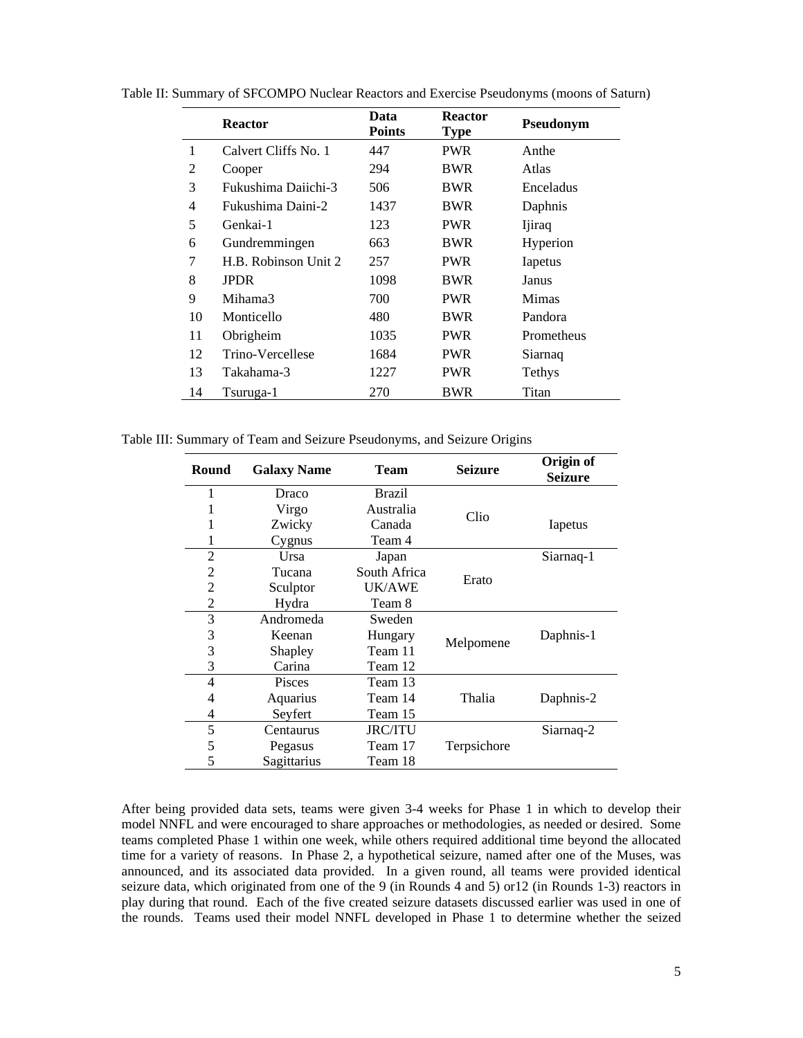Table II: Summary of SFCOMPO Nuclear Reactors and Exercise Pseudonyms (moons of Saturn)

| | Reactor | Data Points | Reactor Type | Pseudonym |
|---|---|---|---|---|
| 1 | Calvert Cliffs No. 1 | 447 | PWR | Anthe |
| 2 | Cooper | 294 | BWR | Atlas |
| 3 | Fukushima Daiichi-3 | 506 | BWR | Enceladus |
| 4 | Fukushima Daini-2 | 1437 | BWR | Daphnis |
| 5 | Genkai-1 | 123 | PWR | Ijiraq |
| 6 | Gundremmingen | 663 | BWR | Hyperion |
| 7 | H.B. Robinson Unit 2 | 257 | PWR | Iapetus |
| 8 | JPDR | 1098 | BWR | Janus |
| 9 | Mihama3 | 700 | PWR | Mimas |
| 10 | Monticello | 480 | BWR | Pandora |
| 11 | Obrigheim | 1035 | PWR | Prometheus |
| 12 | Trino-Vercellese | 1684 | PWR | Siarnaq |
| 13 | Takahama-3 | 1227 | PWR | Tethys |
| 14 | Tsuruga-1 | 270 | BWR | Titan |

Table III: Summary of Team and Seizure Pseudonyms, and Seizure Origins

| Round | Galaxy Name | Team | Seizure | Origin of Seizure |
|---|---|---|---|---|
| 1 | Draco | Brazil | Clio | Iapetus |
| 1 | Virgo | Australia | | |
| 1 | Zwicky | Canada | | |
| 1 | Cygnus | Team 4 | | |
| 2 | Ursa | Japan | Erato | Siarnaq-1 |
| 2 | Tucana | South Africa | | |
| 2 | Sculptor | UK/AWE | | |
| 2 | Hydra | Team 8 | | |
| 3 | Andromeda | Sweden | Melpomene | Daphnis-1 |
| 3 | Keenan | Hungary | | |
| 3 | Shapley | Team 11 | | |
| 3 | Carina | Team 12 | | |
| 4 | Pisces | Team 13 | Thalia | Daphnis-2 |
| 4 | Aquarius | Team 14 | | |
| 4 | Seyfert | Team 15 | | |
| 5 | Centaurus | JRC/ITU | Terpsichore | Siarnaq-2 |
| 5 | Pegasus | Team 17 | | |
| 5 | Sagittarius | Team 18 | | |

After being provided data sets, teams were given 3-4 weeks for Phase 1 in which to develop their model NNFL and were encouraged to share approaches or methodologies, as needed or desired. Some teams completed Phase 1 within one week, while others required additional time beyond the allocated time for a variety of reasons. In Phase 2, a hypothetical seizure, named after one of the Muses, was announced, and its associated data provided. In a given round, all teams were provided identical seizure data, which originated from one of the 9 (in Rounds 4 and 5) or12 (in Rounds 1-3) reactors in play during that round. Each of the five created seizure datasets discussed earlier was used in one of the rounds. Teams used their model NNFL developed in Phase 1 to determine whether the seized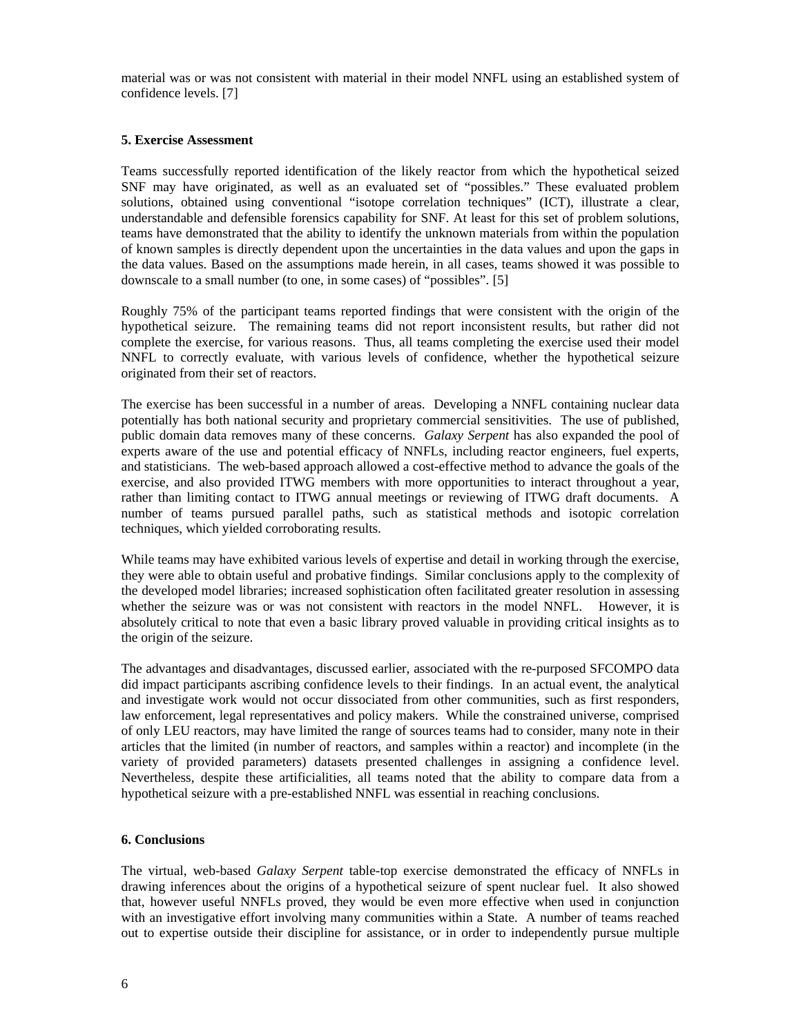material was or was not consistent with material in their model NNFL using an established system of confidence levels. [7]

## 5. Exercise Assessment

Teams successfully reported identification of the likely reactor from which the hypothetical seized SNF may have originated, as well as an evaluated set of "possibles." These evaluated problem solutions, obtained using conventional "isotope correlation techniques" (ICT), illustrate a clear, understandable and defensible forensics capability for SNF. At least for this set of problem solutions, teams have demonstrated that the ability to identify the unknown materials from within the population of known samples is directly dependent upon the uncertainties in the data values and upon the gaps in the data values. Based on the assumptions made herein, in all cases, teams showed it was possible to downscale to a small number (to one, in some cases) of "possibles". [5]

Roughly 75% of the participant teams reported findings that were consistent with the origin of the hypothetical seizure. The remaining teams did not report inconsistent results, but rather did not complete the exercise, for various reasons. Thus, all teams completing the exercise used their model NNFL to correctly evaluate, with various levels of confidence, whether the hypothetical seizure originated from their set of reactors.

The exercise has been successful in a number of areas. Developing a NNFL containing nuclear data potentially has both national security and proprietary commercial sensitivities. The use of published, public domain data removes many of these concerns. *Galaxy Serpent* has also expanded the pool of experts aware of the use and potential efficacy of NNFLs, including reactor engineers, fuel experts, and statisticians. The web-based approach allowed a cost-effective method to advance the goals of the exercise, and also provided ITWG members with more opportunities to interact throughout a year, rather than limiting contact to ITWG annual meetings or reviewing of ITWG draft documents. A number of teams pursued parallel paths, such as statistical methods and isotopic correlation techniques, which yielded corroborating results.

While teams may have exhibited various levels of expertise and detail in working through the exercise, they were able to obtain useful and probative findings. Similar conclusions apply to the complexity of the developed model libraries; increased sophistication often facilitated greater resolution in assessing whether the seizure was or was not consistent with reactors in the model NNFL. However, it is absolutely critical to note that even a basic library proved valuable in providing critical insights as to the origin of the seizure.

The advantages and disadvantages, discussed earlier, associated with the re-purposed SFCOMPO data did impact participants ascribing confidence levels to their findings. In an actual event, the analytical and investigate work would not occur dissociated from other communities, such as first responders, law enforcement, legal representatives and policy makers. While the constrained universe, comprised of only LEU reactors, may have limited the range of sources teams had to consider, many note in their articles that the limited (in number of reactors, and samples within a reactor) and incomplete (in the variety of provided parameters) datasets presented challenges in assigning a confidence level. Nevertheless, despite these artificialities, all teams noted that the ability to compare data from a hypothetical seizure with a pre-established NNFL was essential in reaching conclusions.

## 6. Conclusions

The virtual, web-based *Galaxy Serpent* table-top exercise demonstrated the efficacy of NNFLs in drawing inferences about the origins of a hypothetical seizure of spent nuclear fuel. It also showed that, however useful NNFLs proved, they would be even more effective when used in conjunction with an investigative effort involving many communities within a State. A number of teams reached out to expertise outside their discipline for assistance, or in order to independently pursue multiple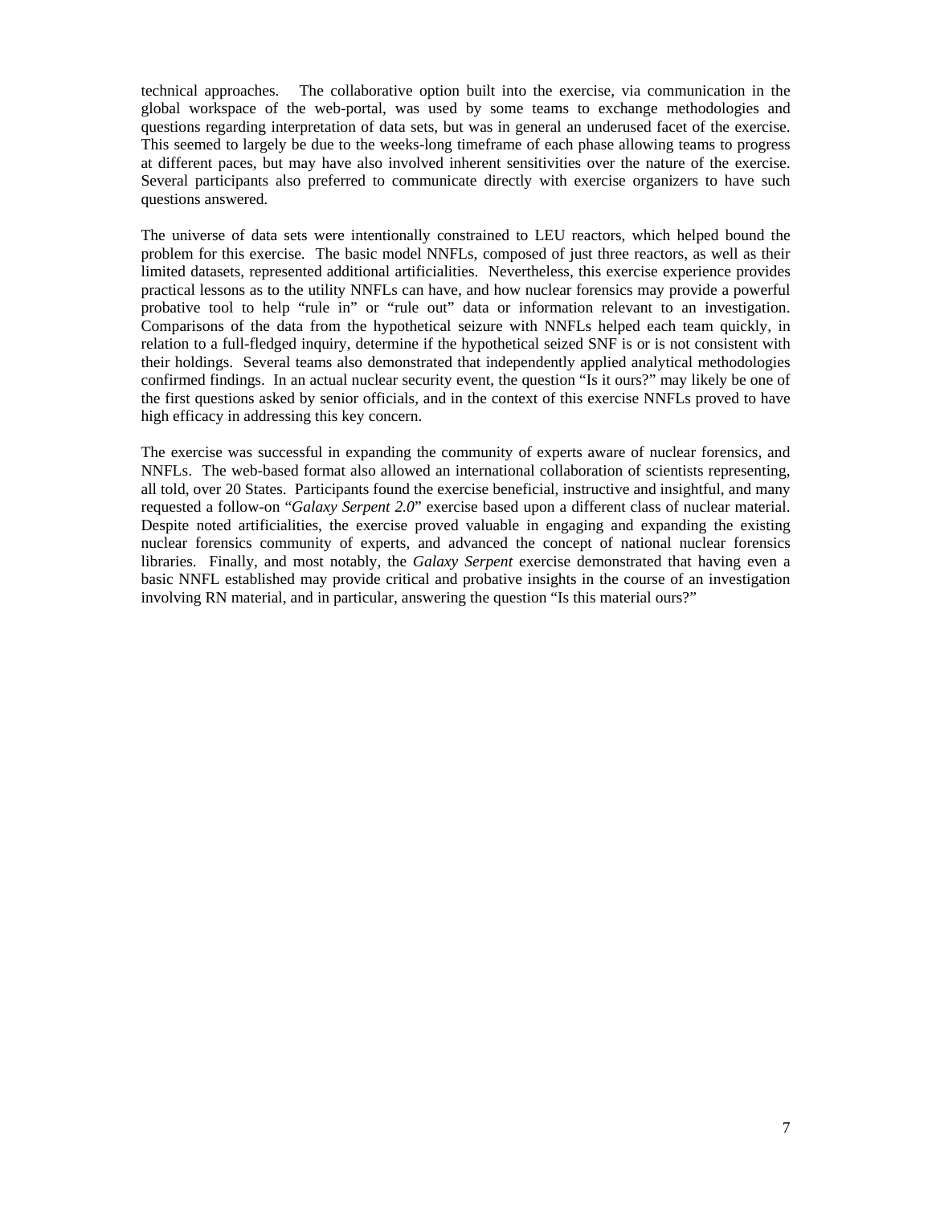technical approaches. The collaborative option built into the exercise, via communication in the global workspace of the web-portal, was used by some teams to exchange methodologies and questions regarding interpretation of data sets, but was in general an underused facet of the exercise. This seemed to largely be due to the weeks-long timeframe of each phase allowing teams to progress at different paces, but may have also involved inherent sensitivities over the nature of the exercise. Several participants also preferred to communicate directly with exercise organizers to have such questions answered.

The universe of data sets were intentionally constrained to LEU reactors, which helped bound the problem for this exercise. The basic model NNFLs, composed of just three reactors, as well as their limited datasets, represented additional artificialities. Nevertheless, this exercise experience provides practical lessons as to the utility NNFLs can have, and how nuclear forensics may provide a powerful probative tool to help "rule in" or "rule out" data or information relevant to an investigation. Comparisons of the data from the hypothetical seizure with NNFLs helped each team quickly, in relation to a full-fledged inquiry, determine if the hypothetical seized SNF is or is not consistent with their holdings. Several teams also demonstrated that independently applied analytical methodologies confirmed findings. In an actual nuclear security event, the question "Is it ours?" may likely be one of the first questions asked by senior officials, and in the context of this exercise NNFLs proved to have high efficacy in addressing this key concern.

The exercise was successful in expanding the community of experts aware of nuclear forensics, and NNFLs. The web-based format also allowed an international collaboration of scientists representing, all told, over 20 States. Participants found the exercise beneficial, instructive and insightful, and many requested a follow-on "*Galaxy Serpent 2.0*" exercise based upon a different class of nuclear material. Despite noted artificialities, the exercise proved valuable in engaging and expanding the existing nuclear forensics community of experts, and advanced the concept of national nuclear forensics libraries. Finally, and most notably, the *Galaxy Serpent* exercise demonstrated that having even a basic NNFL established may provide critical and probative insights in the course of an investigation involving RN material, and in particular, answering the question "Is this material ours?"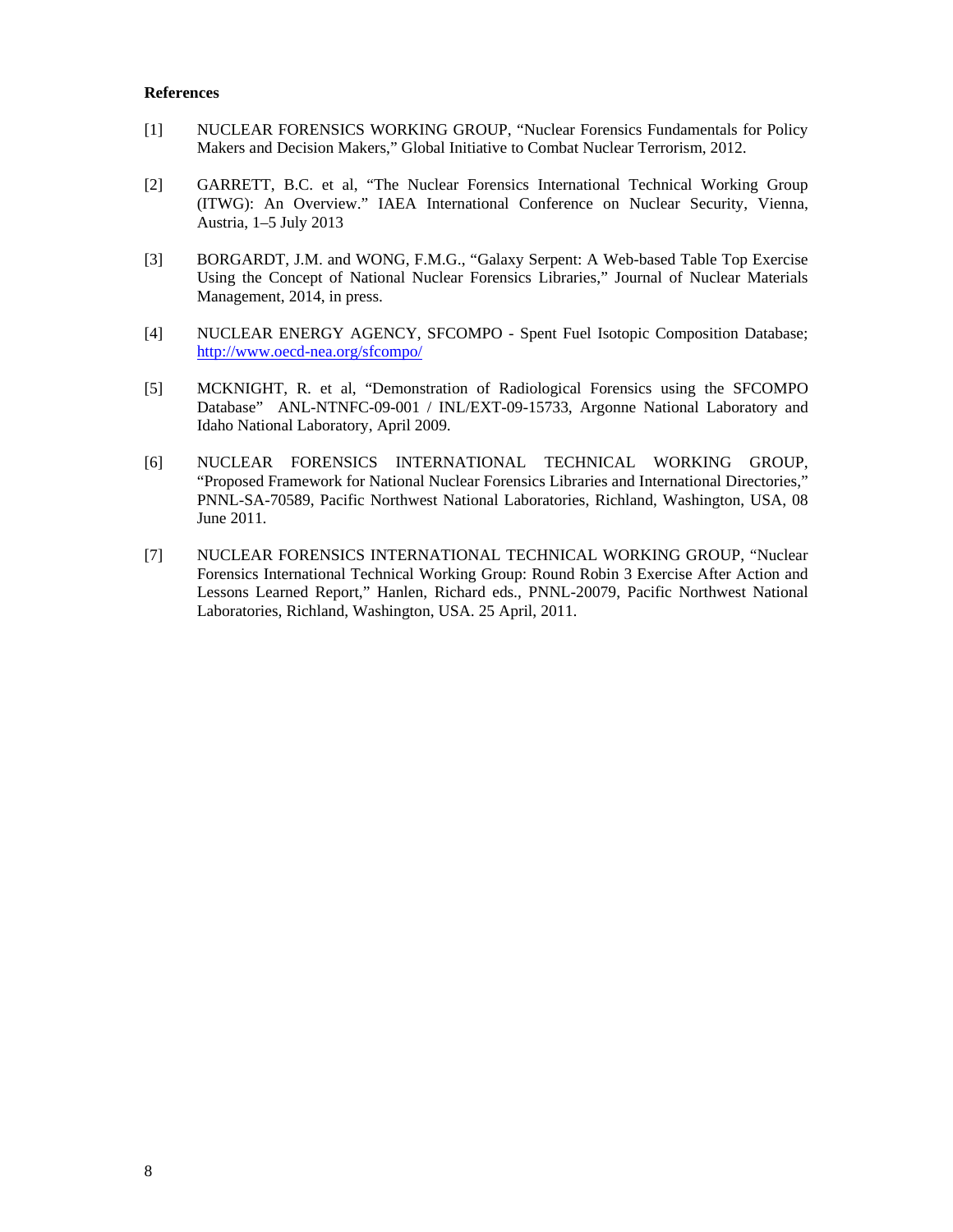**References**

[1] NUCLEAR FORENSICS WORKING GROUP, "Nuclear Forensics Fundamentals for Policy Makers and Decision Makers," Global Initiative to Combat Nuclear Terrorism, 2012.

[2] GARRETT, B.C. et al, "The Nuclear Forensics International Technical Working Group (ITWG): An Overview." IAEA International Conference on Nuclear Security, Vienna, Austria, 1–5 July 2013

[3] BORGARDT, J.M. and WONG, F.M.G., "Galaxy Serpent: A Web-based Table Top Exercise Using the Concept of National Nuclear Forensics Libraries," Journal of Nuclear Materials Management, 2014, in press.

[4] NUCLEAR ENERGY AGENCY, SFCOMPO - Spent Fuel Isotopic Composition Database; http://www.oecd-nea.org/sfcompo/

[5] MCKNIGHT, R. et al, "Demonstration of Radiological Forensics using the SFCOMPO Database" ANL-NTNFC-09-001 / INL/EXT-09-15733, Argonne National Laboratory and Idaho National Laboratory, April 2009.

[6] NUCLEAR FORENSICS INTERNATIONAL TECHNICAL WORKING GROUP, "Proposed Framework for National Nuclear Forensics Libraries and International Directories," PNNL-SA-70589, Pacific Northwest National Laboratories, Richland, Washington, USA, 08 June 2011.

[7] NUCLEAR FORENSICS INTERNATIONAL TECHNICAL WORKING GROUP, "Nuclear Forensics International Technical Working Group: Round Robin 3 Exercise After Action and Lessons Learned Report," Hanlen, Richard eds., PNNL-20079, Pacific Northwest National Laboratories, Richland, Washington, USA. 25 April, 2011.